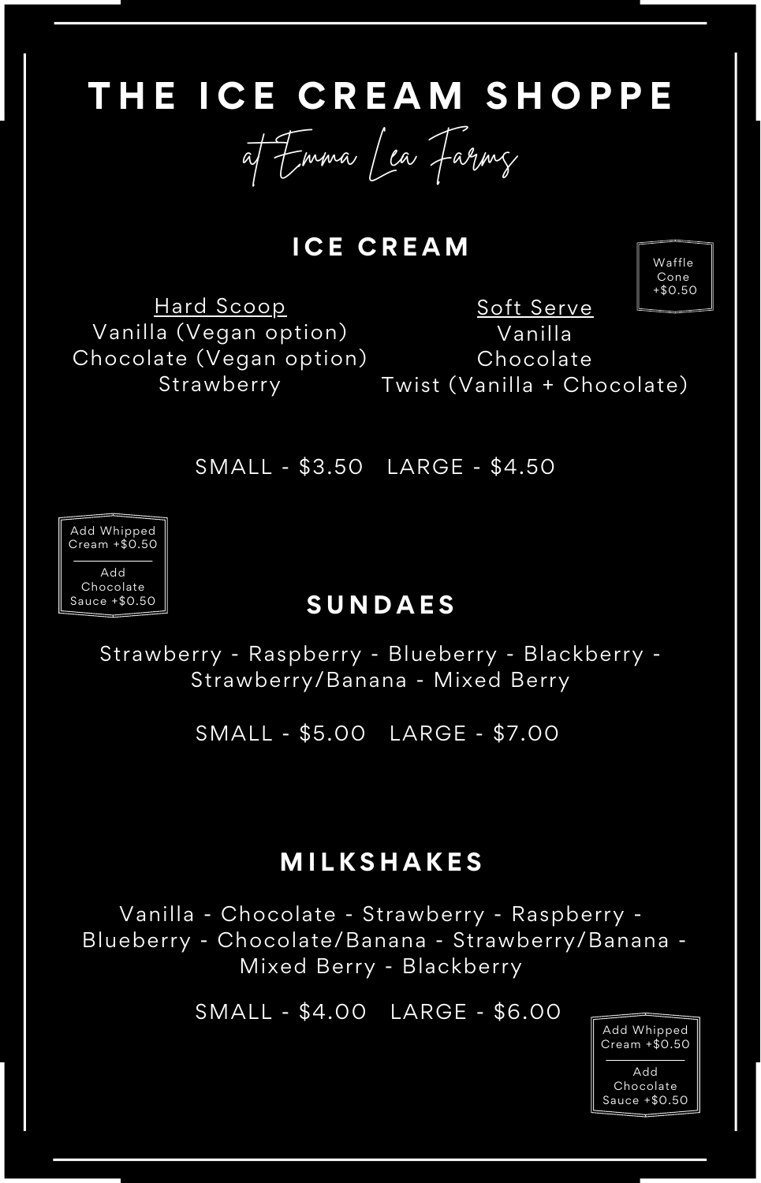# THE ICE CREAM SHOPPE

*at Emma Lea Farms*

## ICE CREAM

Waffle Cone +$0.50

**Hard Scoop**
- Vanilla (Vegan option)
- Chocolate (Vegan option)
- Strawberry

**Soft Serve**
- Vanilla
- Chocolate
- Twist (Vanilla + Chocolate)

SMALL - $3.50 LARGE - $4.50

Add Whipped Cream +$0.50

Add Chocolate Sauce +$0.50

## SUNDAES

Strawberry - Raspberry - Blueberry - Blackberry - Strawberry/Banana - Mixed Berry

SMALL - $5.00 LARGE - $7.00

## MILKSHAKES

Vanilla - Chocolate - Strawberry - Raspberry - Blueberry - Chocolate/Banana - Strawberry/Banana - Mixed Berry - Blackberry

SMALL - $4.00 LARGE - $6.00

Add Whipped Cream +$0.50

Add Chocolate Sauce +$0.50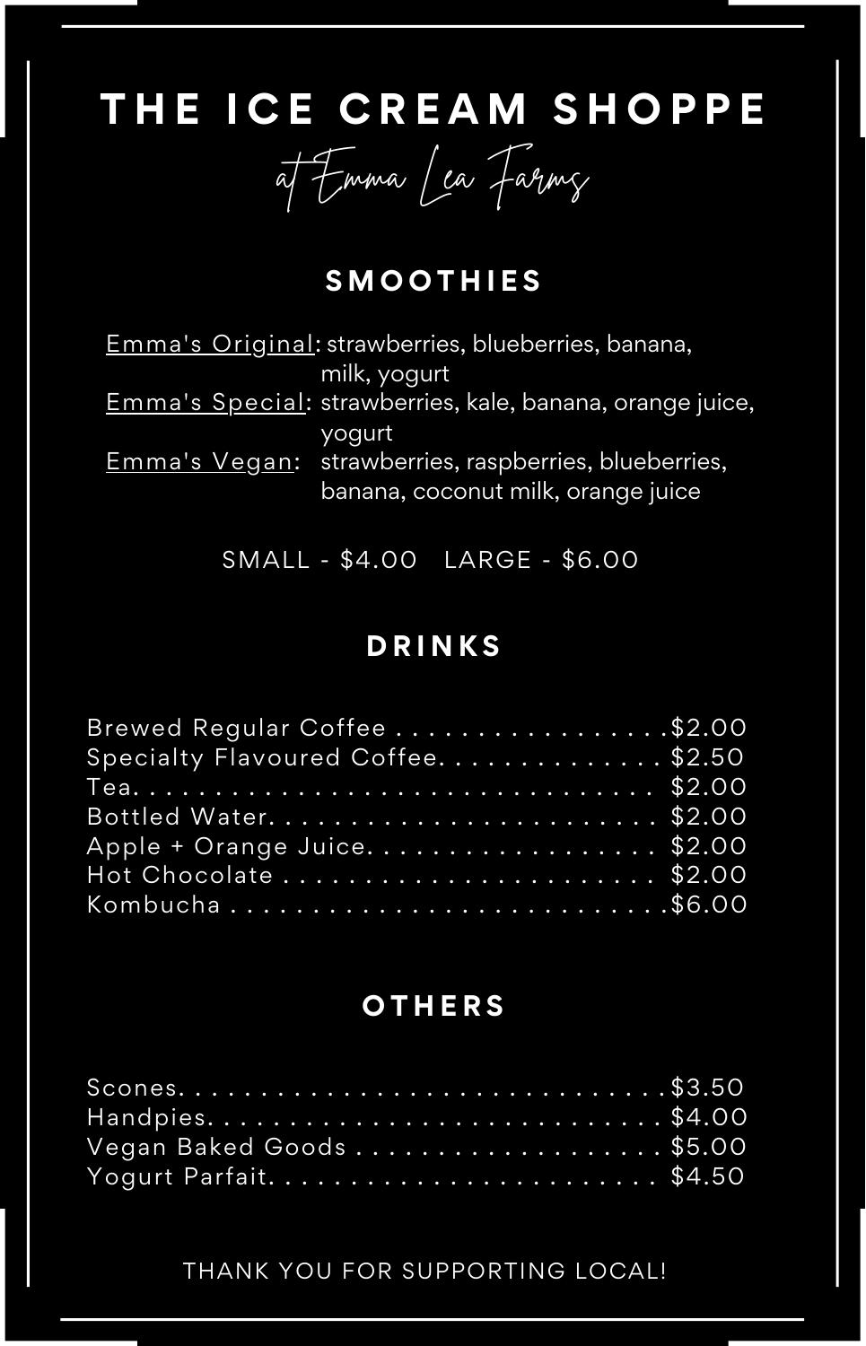# THE ICE CREAM SHOPPE

*at Emma Lea Farms*

## SMOOTHIES

Emma's Original: strawberries, blueberries, banana, milk, yogurt

Emma's Special: strawberries, kale, banana, orange juice, yogurt

Emma's Vegan: strawberries, raspberries, blueberries, banana, coconut milk, orange juice

SMALL - $4.00 LARGE - $6.00

## DRINKS

| | |
|---|---|
| Brewed Regular Coffee | $2.00 |
| Specialty Flavoured Coffee | $2.50 |
| Tea | $2.00 |
| Bottled Water | $2.00 |
| Apple + Orange Juice | $2.00 |
| Hot Chocolate | $2.00 |
| Kombucha | $6.00 |

## OTHERS

| | |
|---|---|
| Scones | $3.50 |
| Handpies | $4.00 |
| Vegan Baked Goods | $5.00 |
| Yogurt Parfait | $4.50 |

THANK YOU FOR SUPPORTING LOCAL!